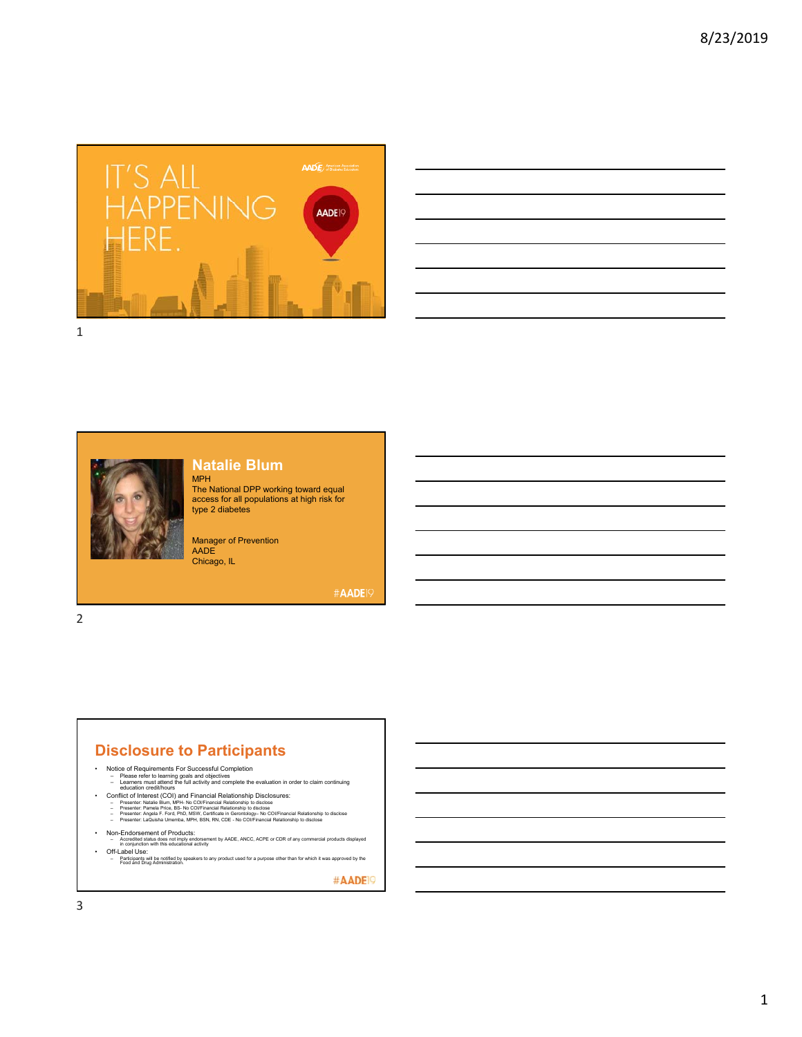IT'S ALL HAPPENING HERE.

AADE American Association of Diabetes Educators

AADE19

## Natalie Blum

MPH

The National DPP working toward equal access for all populations at high risk for type 2 diabetes

Manager of Prevention
AADE
Chicago, IL

#AADE19

## Disclosure to Participants

- Notice of Requirements For Successful Completion
  - Please refer to learning goals and objectives
  - Learners must attend the full activity and complete the evaluation in order to claim continuing education credit/hours
- Conflict of Interest (COI) and Financial Relationship Disclosures:
  - Presenter: Natalie Blum, MPH- No COI/Financial Relationship to disclose
  - Presenter: Pamela Price, BS- No COI/Financial Relationship to disclose
  - Presenter: Angela F. Ford, PhD, MSW, Certificate in Gerontology– No COI/Financial Relationship to disclose
  - Presenter: LaQuisha Umemba, MPH, BSN, RN, CDE - No COI/Financial Relationship to disclose
- Non-Endorsement of Products:
  - Accredited status does not imply endorsement by AADE, ANCC, ACPE or CDR of any commercial products displayed in conjunction with this educational activity
- Off-Label Use:
  - Participants will be notified by speakers to any product used for a purpose other than for which it was approved by the Food and Drug Administration.

#AADE19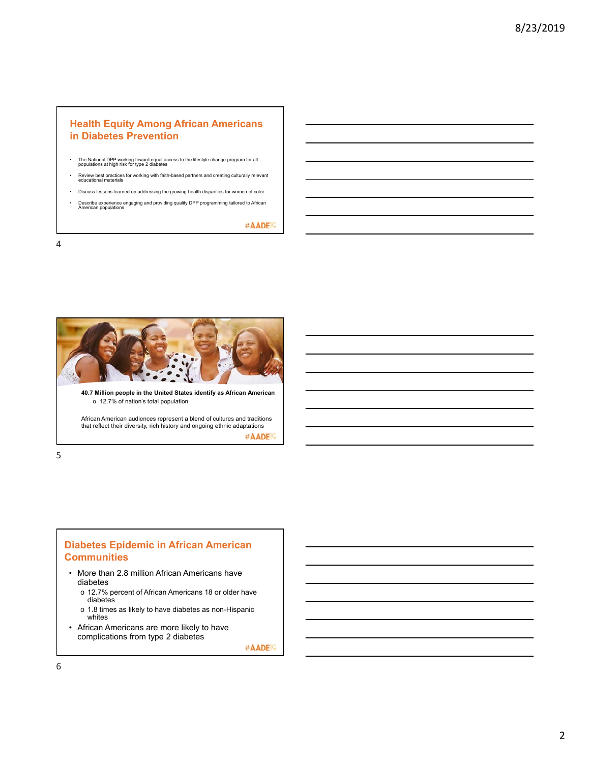## Health Equity Among African Americans in Diabetes Prevention

- The National DPP working toward equal access to the lifestyle change program for all populations at high risk for type 2 diabetes
- Review best practices for working with faith-based partners and creating culturally relevant educational materials
- Discuss lessons learned on addressing the growing health disparities for women of color
- Describe experience engaging and providing quality DPP programming tailored to African American populations

#AADE19

**40.7 Million people in the United States identify as African American**

- 12.7% of nation's total population

African American audiences represent a blend of cultures and traditions that reflect their diversity, rich history and ongoing ethnic adaptations

#AADE19

## Diabetes Epidemic in African American Communities

- More than 2.8 million African Americans have diabetes
  - 12.7% percent of African Americans 18 or older have diabetes
  - 1.8 times as likely to have diabetes as non-Hispanic whites
- African Americans are more likely to have complications from type 2 diabetes

#AADE19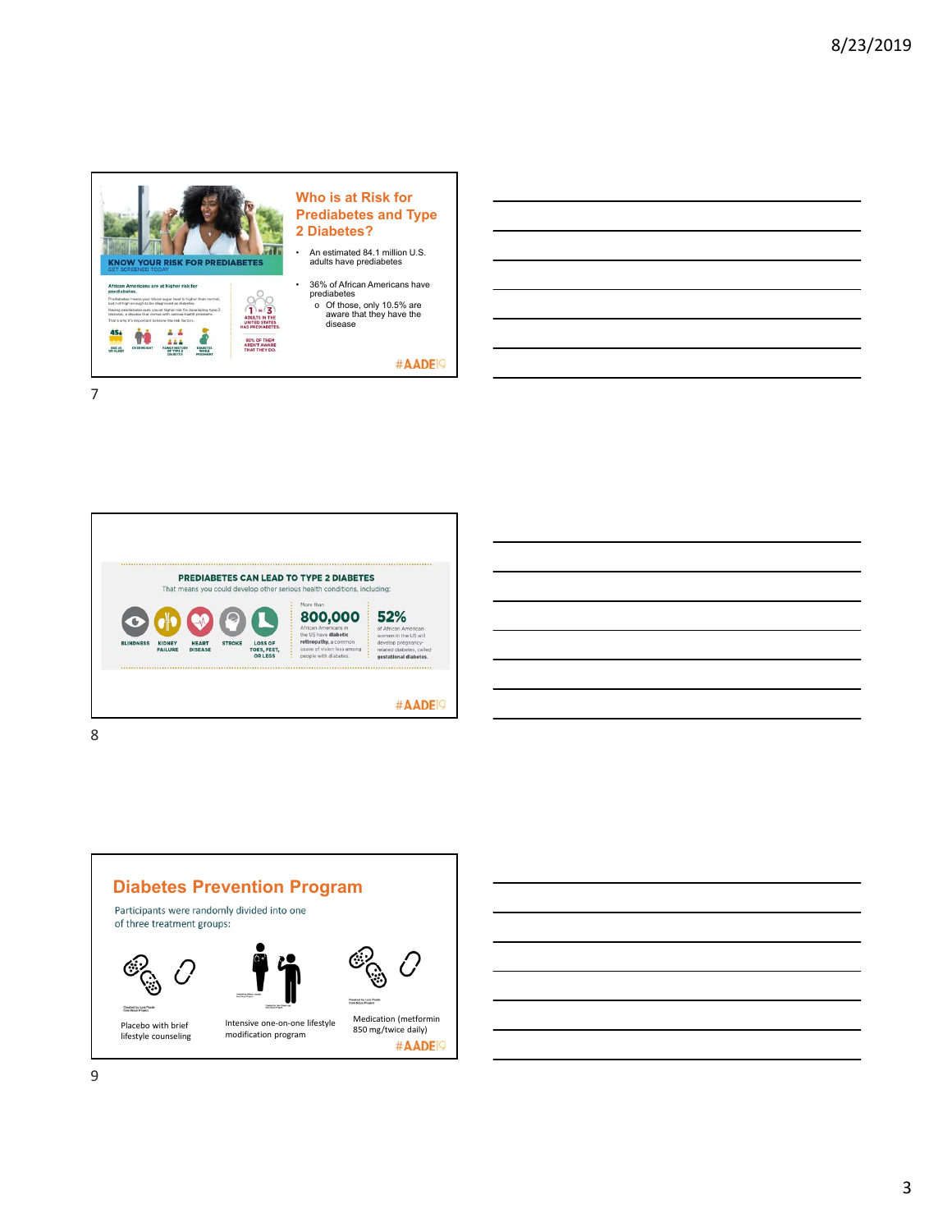## Who is at Risk for Prediabetes and Type 2 Diabetes?

- An estimated 84.1 million U.S. adults have prediabetes
- 36% of African Americans have prediabetes
  - Of those, only 10.5% are aware that they have the disease

KNOW YOUR RISK FOR PREDIABETES
GET SCREENED TODAY

African Americans are at higher risk for prediabetes.

1 in 3 ADULTS IN THE UNITED STATES HAS PREDIABETES.

90% OF THEM AREN'T AWARE THAT THEY DO.

45+ AGE 45 OR OLDER · OVERWEIGHT · FAMILY HISTORY OF TYPE 2 DIABETES · DIABETES WHILE PREGNANT

#AADE19

---

### PREDIABETES CAN LEAD TO TYPE 2 DIABETES

That means you could develop other serious health conditions, including:

BLINDNESS · KIDNEY FAILURE · HEART DISEASE · STROKE · LOSS OF TOES, FEET, OR LEGS

More than **800,000** African Americans in the US have **diabetic retinopathy**, a common cause of vision loss among people with diabetes.

**52%** of African American women in the US will develop pregnancy-related diabetes, called **gestational diabetes**.

#AADE19

---

## Diabetes Prevention Program

Participants were randomly divided into one of three treatment groups:

- Placebo with brief lifestyle counseling
- Intensive one-on-one lifestyle modification program
- Medication (metformin 850 mg/twice daily)

#AADE19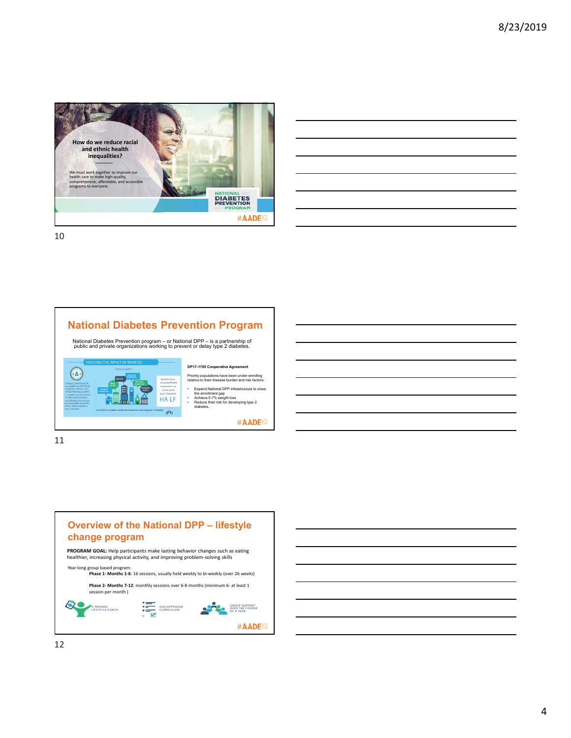How do we reduce racial and ethnic health inequalities?

We must work together to improve our health care to make high-quality, comprehensive, affordable, and accessible programs to everyone.

NATIONAL DIABETES PREVENTION PROGRAM

#AADE19

## National Diabetes Prevention Program

National Diabetes Prevention program – or National DPP – is a partnership of public and private organizations working to prevent or delay type 2 diabetes.

**DP17-1705 Cooperative Agreement**

Priority populations have been under-enrolling relative to their disease burden and risk factors.

- Expand National DPP infrastructure to close the enrollment gap
- Achieve 5-7% weight loss
- Reduce their risk for developing type 2 diabetes.

#AADE19

## Overview of the National DPP – lifestyle change program

**PROGRAM GOAL:** Help participants make lasting behavior changes such as eating healthier, increasing physical activity, and improving problem-solving skills

Year-long group based program:

**Phase 1- Months 1-6**: 16 sessions, usually held weekly to bi-weekly (over 26 weeks)

**Phase 2- Months 7-12**: monthly sessions over 6-8 months (minimum 6- at least 1 session per month )

A TRAINED LIFESTYLE COACH

CDC-APPROVED CURRICULUM

GROUP SUPPORT OVER THE COURSE OF A YEAR

#AADE19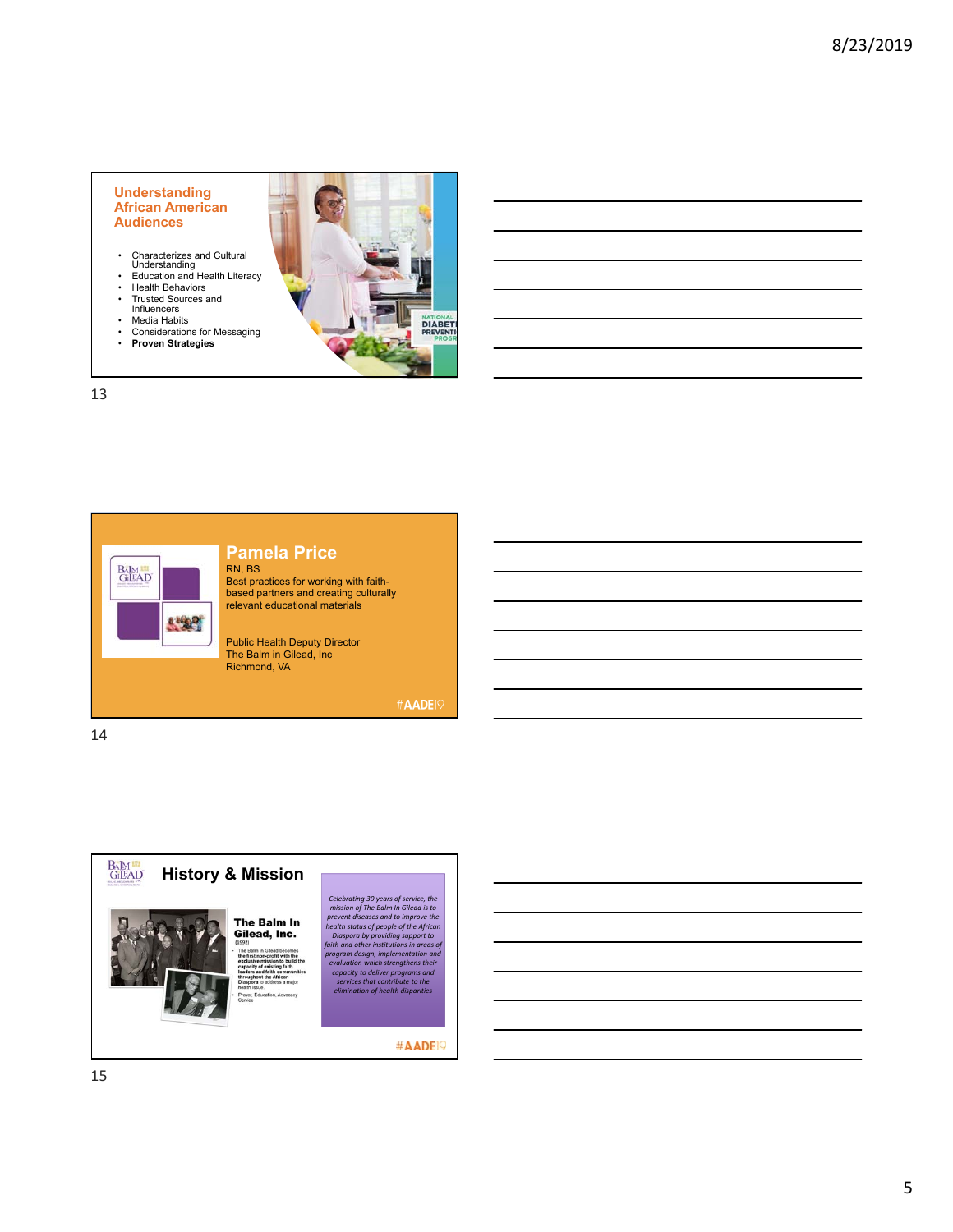## Understanding African American Audiences

- Characterizes and Cultural Understanding
- Education and Health Literacy
- Health Behaviors
- Trusted Sources and Influencers
- Media Habits
- Considerations for Messaging
- **Proven Strategies**

NATIONAL DIABETES PREVENTION PROGRAM

---

## Pamela Price

RN, BS

Best practices for working with faith-based partners and creating culturally relevant educational materials

Public Health Deputy Director
The Balm in Gilead, Inc
Richmond, VA

#AADE19

---

## History & Mission

**The Balm In Gilead, Inc.**
(1992)

- The Balm in Gilead becomes the first non-profit with the exclusive mission to build the capacity of existing faith leaders and faith communities throughout the African Diaspora to address a major health issue
- Prayer, Education, Advocacy Service

*Celebrating 30 years of service, the mission of The Balm In Gilead is to prevent diseases and to improve the health status of people of the African Diaspora by providing support to faith and other institutions in areas of program design, implementation and evaluation which strengthens their capacity to deliver programs and services that contribute to the elimination of health disparities*

#AADE19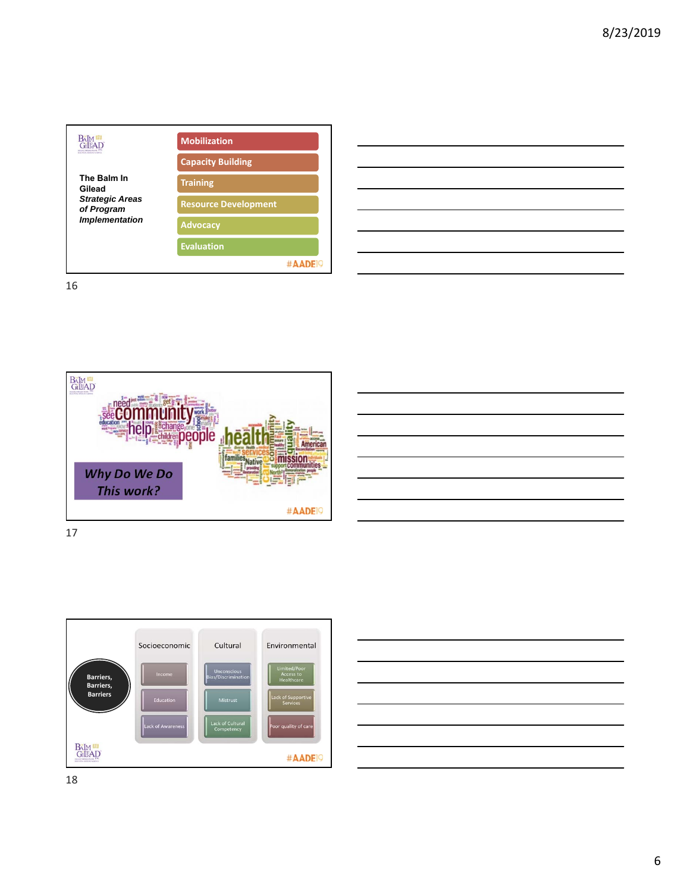**The Balm In Gilead**
***Strategic Areas of Program Implementation***

- Mobilization
- Capacity Building
- Training
- Resource Development
- Advocacy
- Evaluation

#AADE19

16

***Why Do We Do This work?***

#AADE19

17

**Barriers, Barriers, Barriers**

| Socioeconomic | Cultural | Environmental |
| --- | --- | --- |
| Income | Unconscious Bias/Discrimination | Limited/Poor Access to Healthcare |
| Education | Mistrust | Lack of Supportive Services |
| Lack of Awareness | Lack of Cultural Competency | Poor quality of care |

#AADE19

18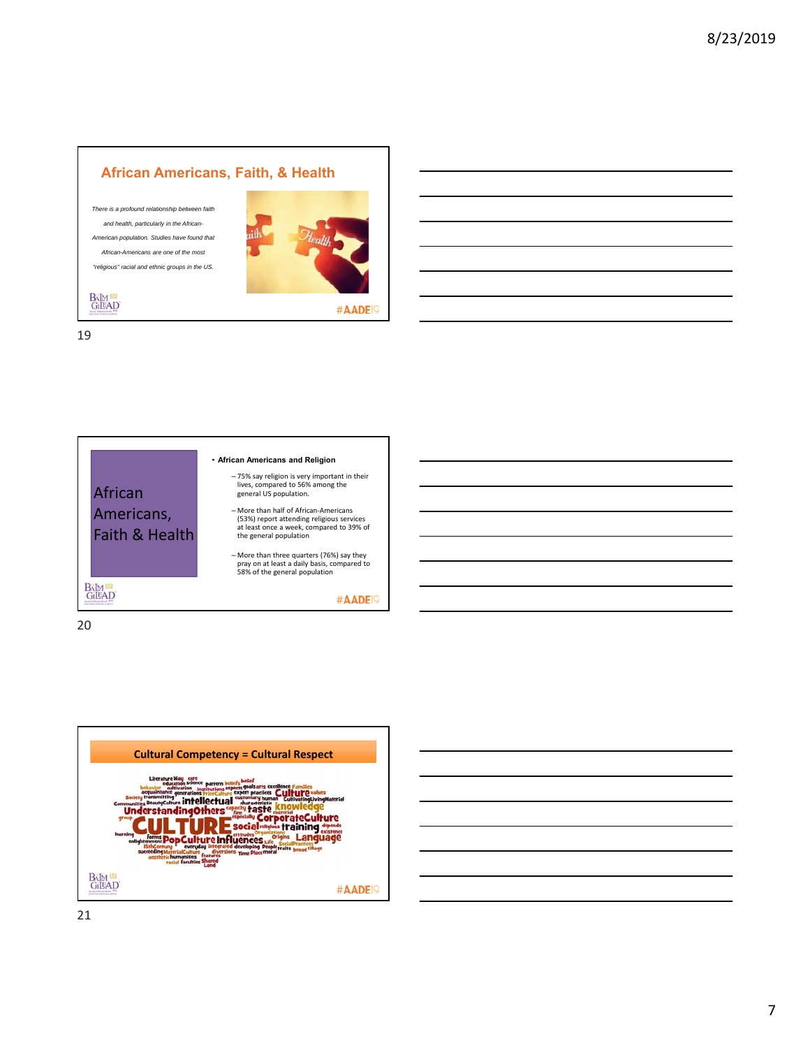## African Americans, Faith, & Health

*There is a profound relationship between faith and health, particularly in the African-American population. Studies have found that African-Americans are one of the most "religious" racial and ethnic groups in the US.*

#AADE19

## African Americans, Faith & Health

- **African Americans and Religion**
  - 75% say religion is very important in their lives, compared to 56% among the general US population.
  - More than half of African-Americans (53%) report attending religious services at least once a week, compared to 39% of the general population
  - More than three quarters (76%) say they pray on at least a daily basis, compared to 58% of the general population

#AADE19

## Cultural Competency = Cultural Respect

#AADE19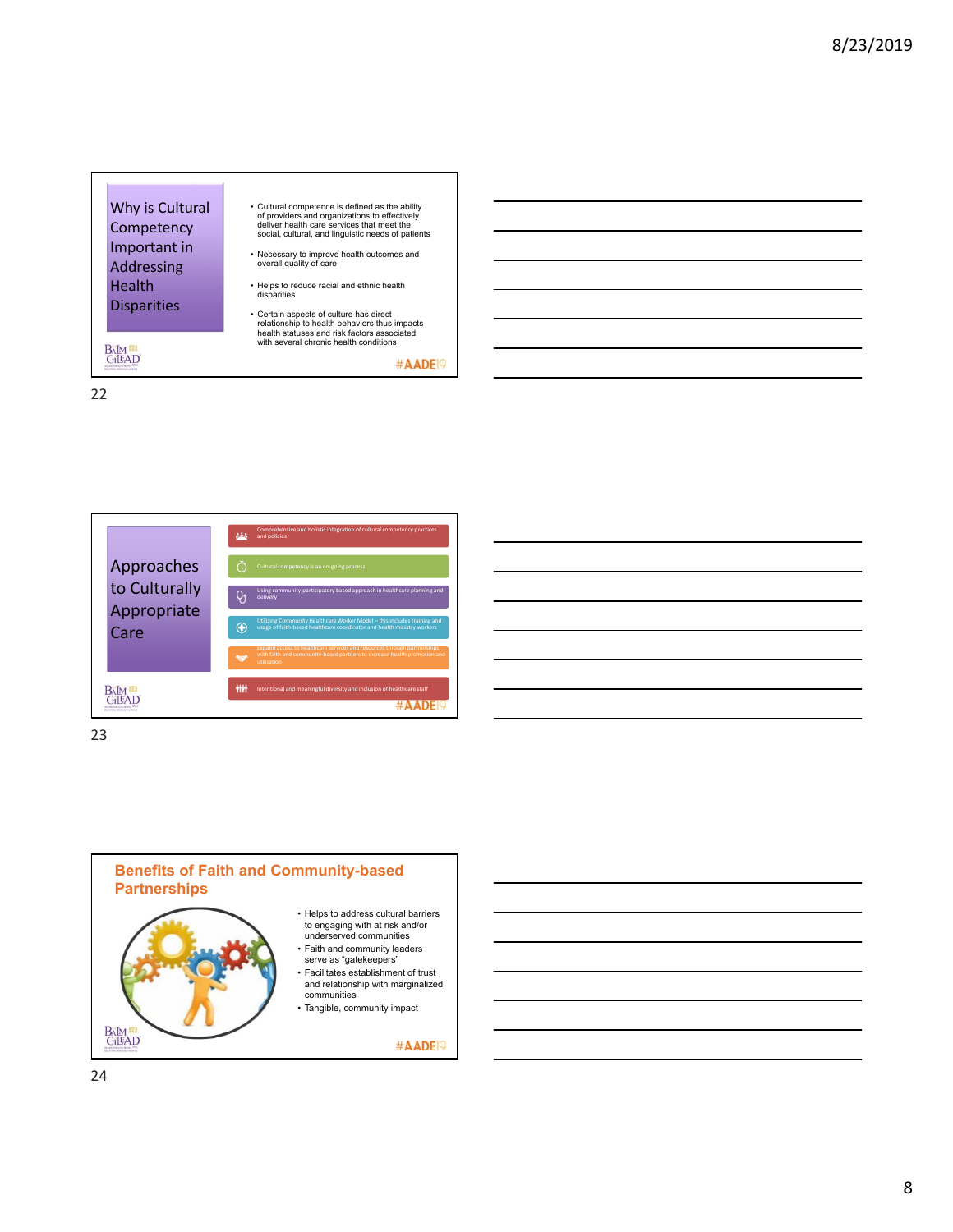## Why is Cultural Competency Important in Addressing Health Disparities

- Cultural competence is defined as the ability of providers and organizations to effectively deliver health care services that meet the social, cultural, and linguistic needs of patients
- Necessary to improve health outcomes and overall quality of care
- Helps to reduce racial and ethnic health disparities
- Certain aspects of culture has direct relationship to health behaviors thus impacts health statuses and risk factors associated with several chronic health conditions

#AADE19

## Approaches to Culturally Appropriate Care

- Comprehensive and holistic integration of cultural competency practices and policies
- Cultural competency is an on-going process
- Using community-participatory based approach in healthcare planning and delivery
- Utilizing Community Healthcare Worker Model – this includes training and usage of faith-based healthcare coordinator and health ministry workers
- Expand access to healthcare services and resources through partnerships with faith and community-based partners to increase health promotion and utilization
- Intentional and meaningful diversity and inclusion of healthcare staff

#AADE19

## Benefits of Faith and Community-based Partnerships

- Helps to address cultural barriers to engaging with at risk and/or underserved communities
- Faith and community leaders serve as "gatekeepers"
- Facilitates establishment of trust and relationship with marginalized communities
- Tangible, community impact

#AADE19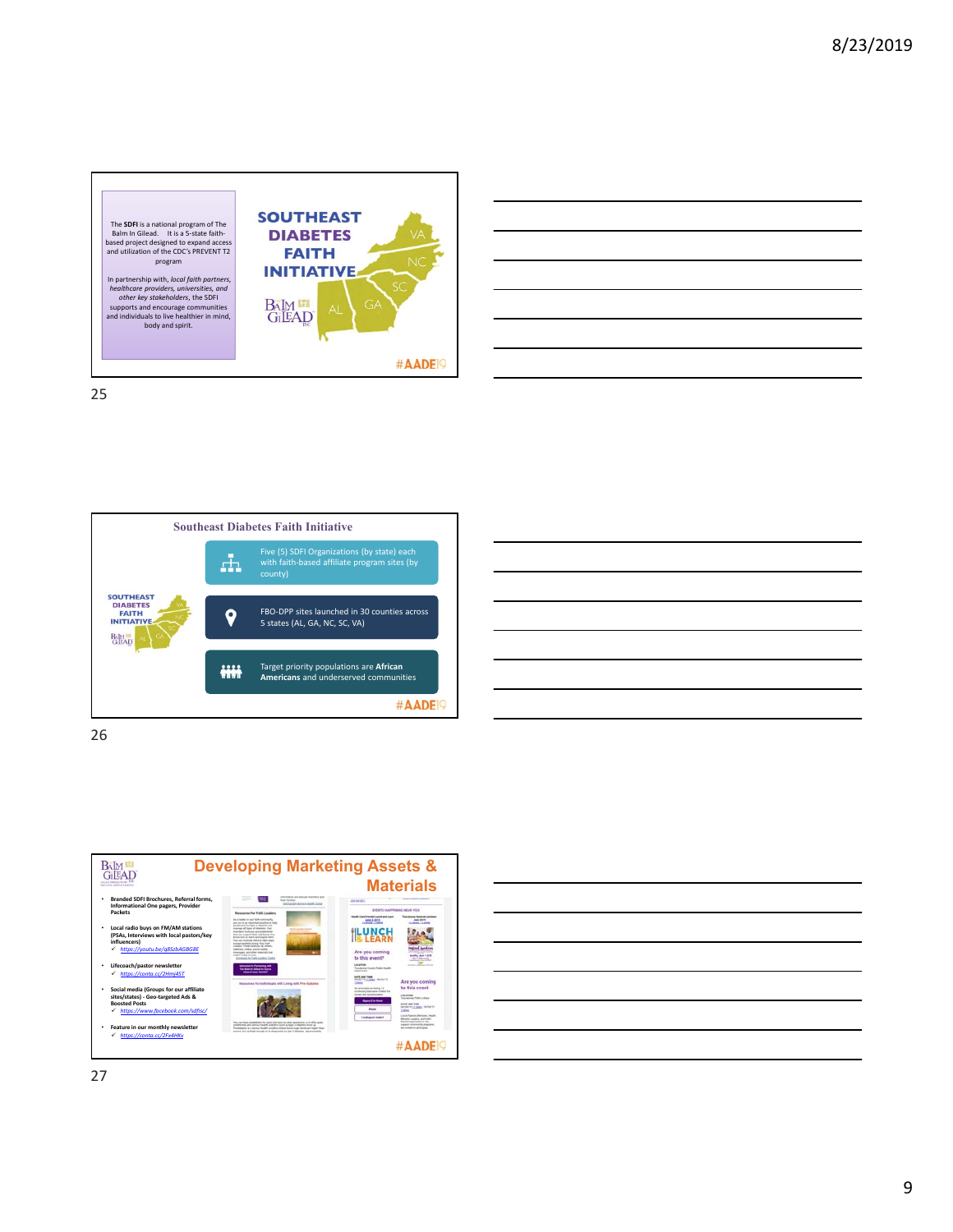The **SDFI** is a national program of The Balm In Gilead. It is a 5-state faith-based project designed to expand access and utilization of the CDC's PREVENT T2 program

In partnership with, *local faith partners, healthcare providers, universities, and other key stakeholders*, the SDFI supports and encourage communities and individuals to live healthier in mind, body and spirit.

**SOUTHEAST DIABETES FAITH INITIATIVE**

VA NC SC GA AL

BALM IN GILEAD INC

#AADE19

## Southeast Diabetes Faith Initiative

- Five (5) SDFI Organizations (by state) each with faith-based affiliate program sites (by county)
- FBO-DPP sites launched in 30 counties across 5 states (AL, GA, NC, SC, VA)
- Target priority populations are **African Americans** and underserved communities

#AADE19

## Developing Marketing Assets & Materials

- **Branded SDFI Brochures, Referral forms, Informational One pagers, Provider Packets**
- **Local radio buys on FM/AM stations (PSAs, Interviews with local pastors/key influencers)**
  - ✓ *https://youtu.be/q8SzbAGBG8E*
- **Lifecoach/pastor newsletter**
  - ✓ *https://conta.cc/2Hmj45T*
- **Social media (Groups for our affiliate sites/states) - Geo-targeted Ads & Boosted Posts**
  - ✓ *https://www.facebook.com/sdfisc/*
- **Feature in our monthly newsletter**
  - ✓ *https://conta.cc/2Fx4HKv*

#AADE19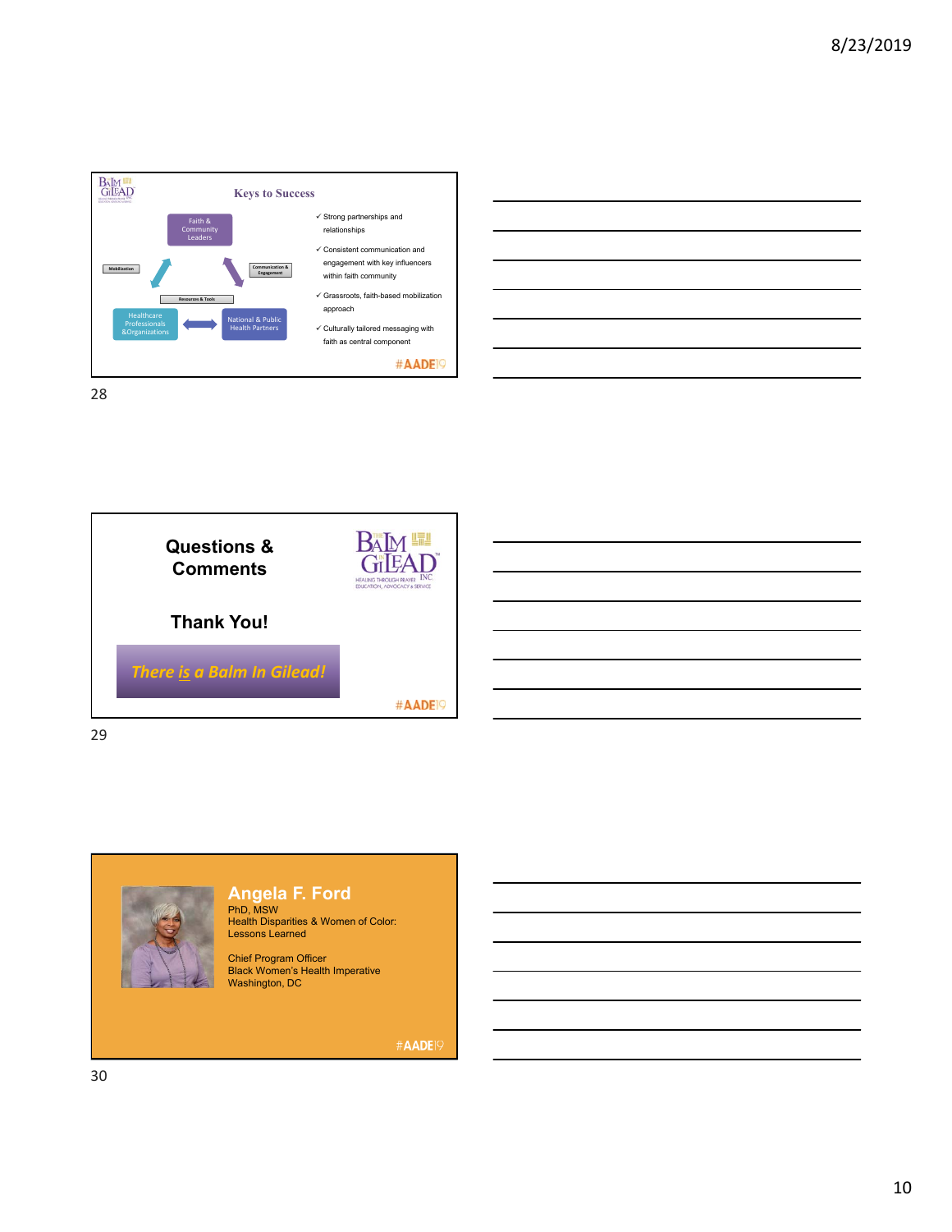## Keys to Success

- Faith & Community Leaders
- Healthcare Professionals &Organizations
- National & Public Health Partners
- Mobilization
- Communication & Engagement
- Resources & Tools

✓ Strong partnerships and relationships

✓ Consistent communication and engagement with key influencers within faith community

✓ Grassroots, faith-based mobilization approach

✓ Culturally tailored messaging with faith as central component

#AADE19

## Questions & Comments

## Thank You!

*There is a Balm In Gilead!*

THE BALM IN GILEAD INC. HEALING THROUGH PRAYER EDUCATION, ADVOCACY & SERVICE

#AADE19

## Angela F. Ford

PhD, MSW
Health Disparities & Women of Color: Lessons Learned

Chief Program Officer
Black Women's Health Imperative
Washington, DC

#AADE19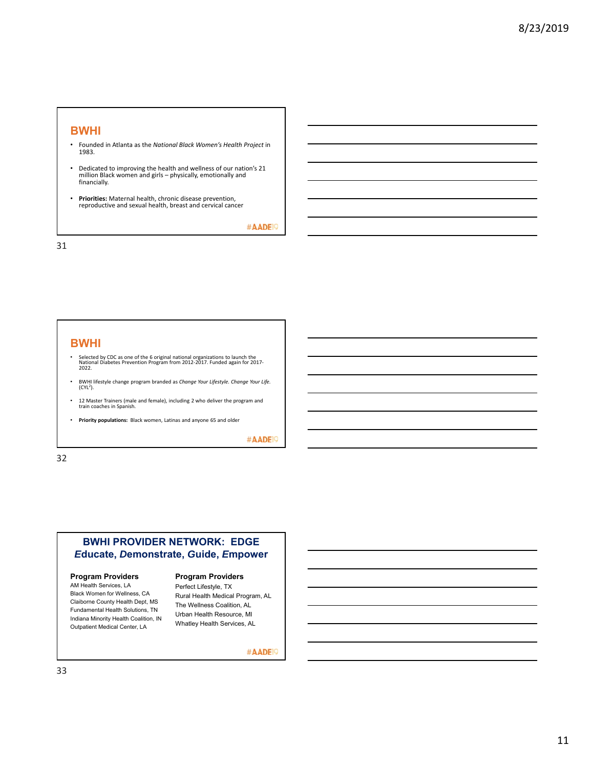## BWHI

- Founded in Atlanta as the *National Black Women's Health Project* in 1983.
- Dedicated to improving the health and wellness of our nation's 21 million Black women and girls – physically, emotionally and financially.
- **Priorities:** Maternal health, chronic disease prevention, reproductive and sexual health, breast and cervical cancer

#AADE19

## BWHI

- Selected by CDC as one of the 6 original national organizations to launch the National Diabetes Prevention Program from 2012-2017. Funded again for 2017-2022.
- BWHI lifestyle change program branded as *Change Your Lifestyle. Change Your Life.* ($CYL^2$).
- 12 Master Trainers (male and female), including 2 who deliver the program and train coaches in Spanish.
- **Priority populations:** Black women, Latinas and anyone 65 and older

#AADE19

## BWHI PROVIDER NETWORK: EDGE
## *E*ducate, *D*emonstrate, *G*uide, *E*mpower

**Program Providers**

AM Health Services, LA
Black Women for Wellness, CA
Claiborne County Health Dept, MS
Fundamental Health Solutions, TN
Indiana Minority Health Coalition, IN
Outpatient Medical Center, LA

**Program Providers**

Perfect Lifestyle, TX
Rural Health Medical Program, AL
The Wellness Coalition, AL
Urban Health Resource, MI
Whatley Health Services, AL

#AADE19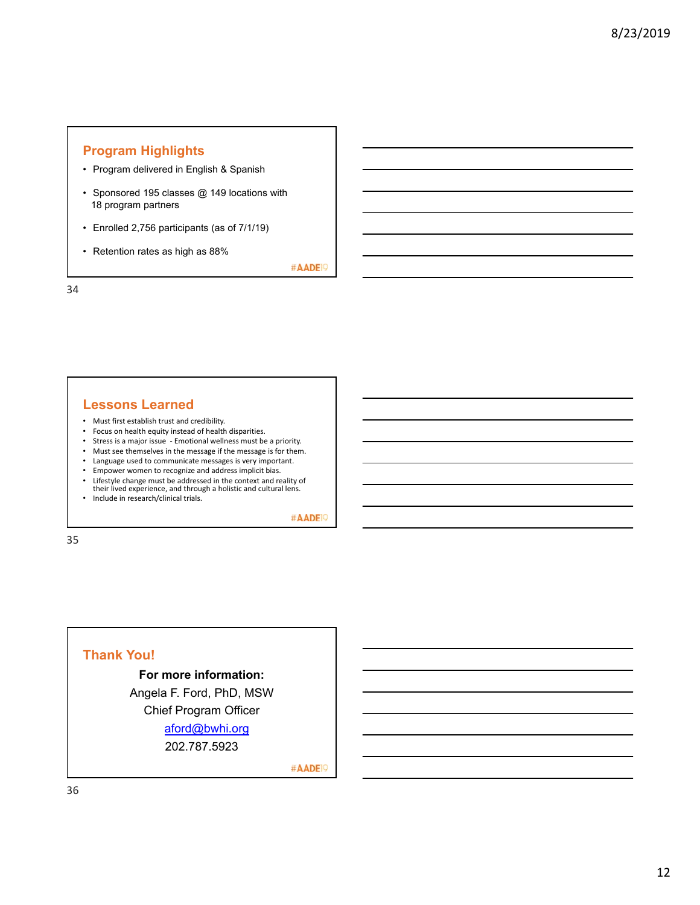## Program Highlights

- Program delivered in English & Spanish
- Sponsored 195 classes @ 149 locations with 18 program partners
- Enrolled 2,756 participants (as of 7/1/19)
- Retention rates as high as 88%

#AADE19

## Lessons Learned

- Must first establish trust and credibility.
- Focus on health equity instead of health disparities.
- Stress is a major issue - Emotional wellness must be a priority.
- Must see themselves in the message if the message is for them.
- Language used to communicate messages is very important.
- Empower women to recognize and address implicit bias.
- Lifestyle change must be addressed in the context and reality of their lived experience, and through a holistic and cultural lens.
- Include in research/clinical trials.

#AADE19

## Thank You!

**For more information:**

Angela F. Ford, PhD, MSW

Chief Program Officer

aford@bwhi.org

202.787.5923

#AADE19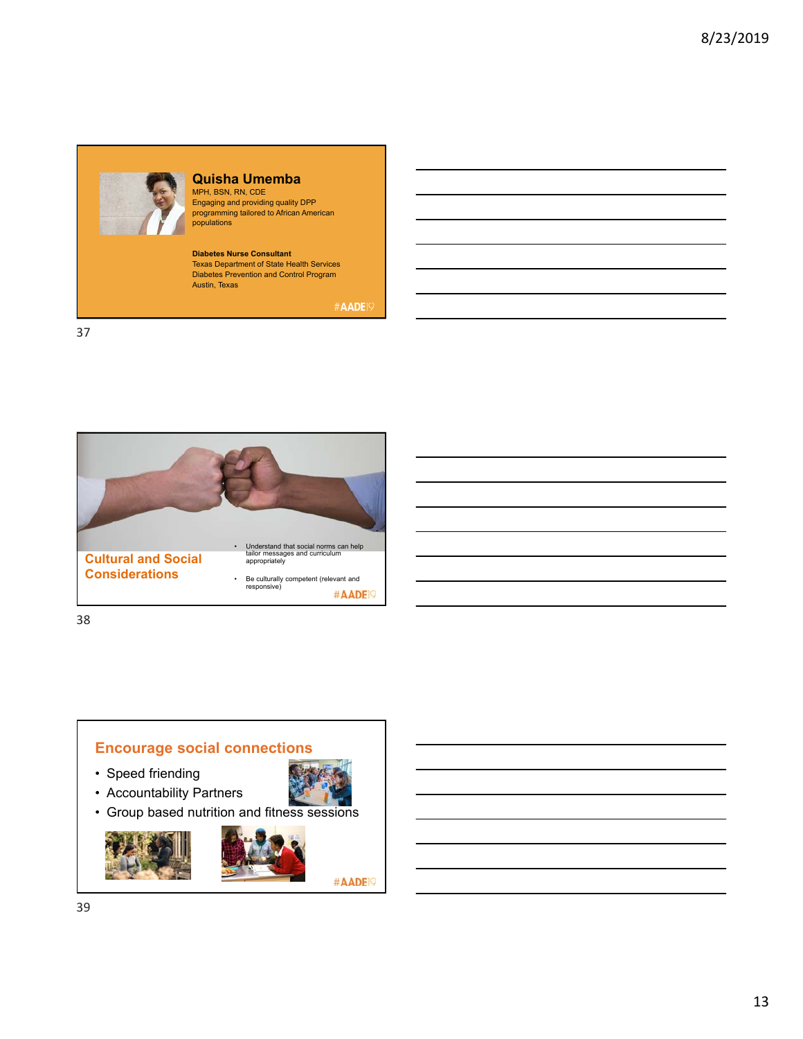## Quisha Umemba

MPH, BSN, RN, CDE
Engaging and providing quality DPP programming tailored to African American populations

**Diabetes Nurse Consultant**
Texas Department of State Health Services
Diabetes Prevention and Control Program
Austin, Texas

#AADE19

## Cultural and Social Considerations

- Understand that social norms can help tailor messages and curriculum appropriately
- Be culturally competent (relevant and responsive)

#AADE19

## Encourage social connections

- Speed friending
- Accountability Partners
- Group based nutrition and fitness sessions

#AADE19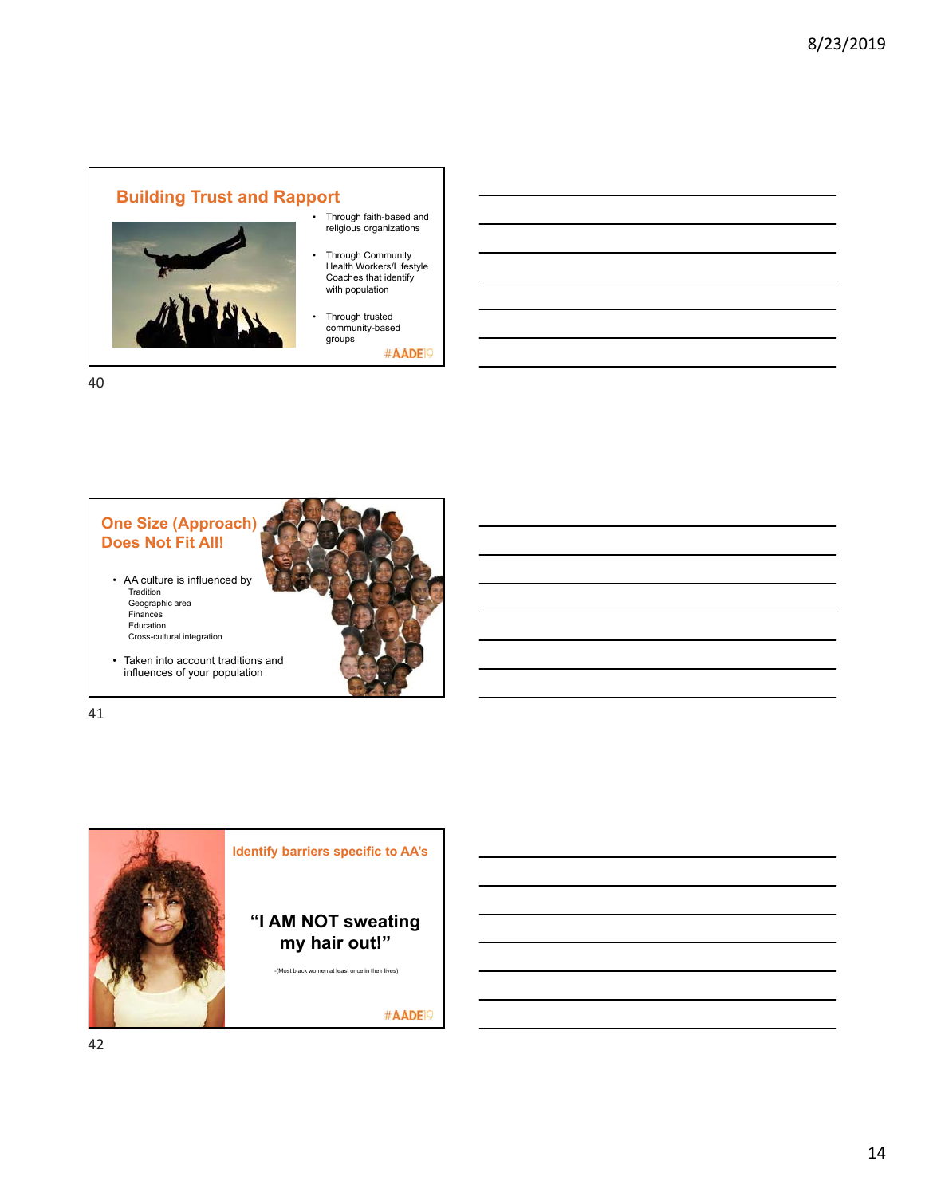## Building Trust and Rapport

- Through faith-based and religious organizations
- Through Community Health Workers/Lifestyle Coaches that identify with population
- Through trusted community-based groups

#AADE19

## One Size (Approach) Does Not Fit All!

- AA culture is influenced by
  - Tradition
  - Geographic area
  - Finances
  - Education
  - Cross-cultural integration
- Taken into account traditions and influences of your population

## Identify barriers specific to AA's

**"I AM NOT sweating my hair out!"**

-(Most black women at least once in their lives)

#AADE19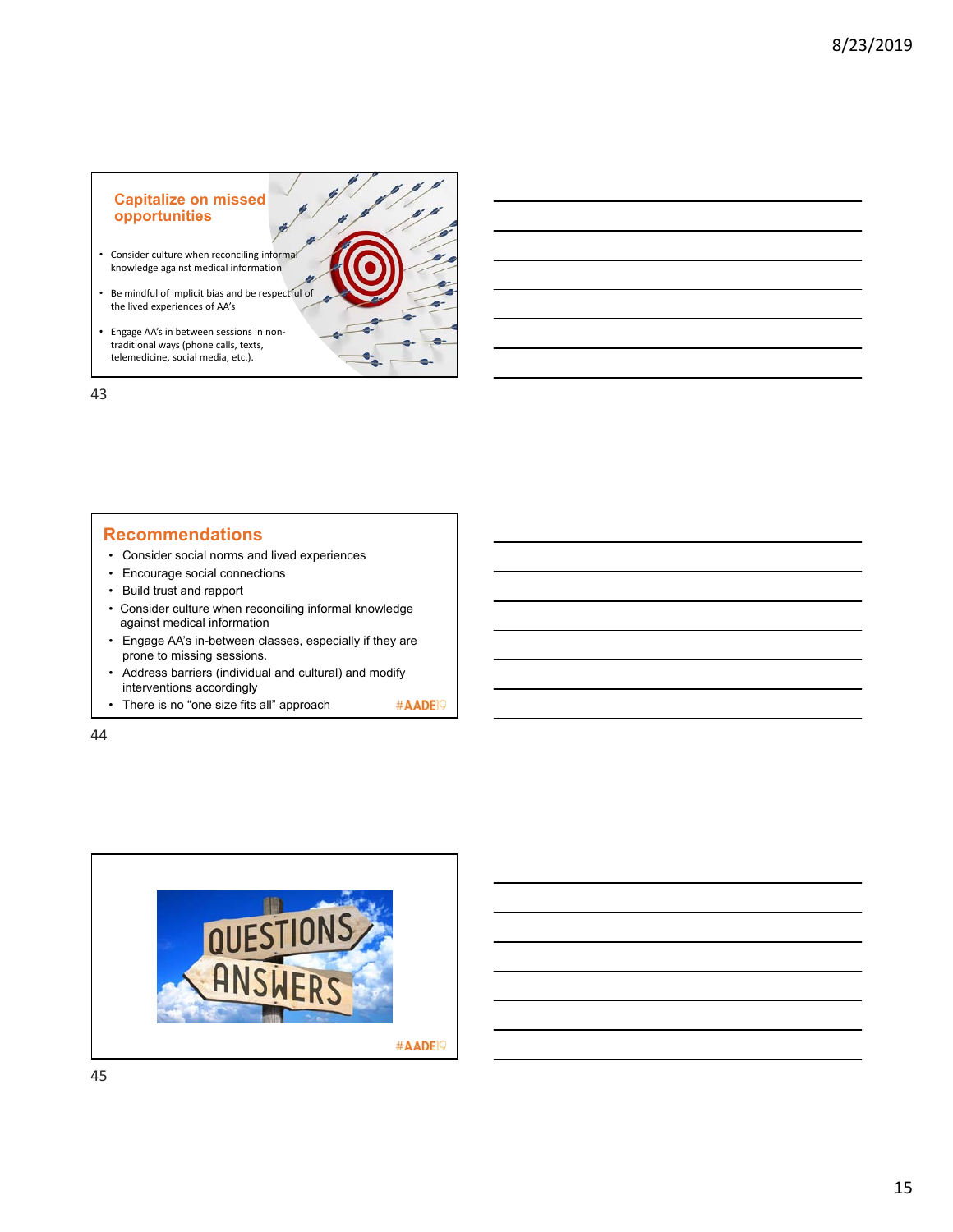## Capitalize on missed opportunities

- Consider culture when reconciling informal knowledge against medical information
- Be mindful of implicit bias and be respectful of the lived experiences of AA's
- Engage AA's in between sessions in non-traditional ways (phone calls, texts, telemedicine, social media, etc.).

## Recommendations

- Consider social norms and lived experiences
- Encourage social connections
- Build trust and rapport
- Consider culture when reconciling informal knowledge against medical information
- Engage AA's in-between classes, especially if they are prone to missing sessions.
- Address barriers (individual and cultural) and modify interventions accordingly
- There is no "one size fits all" approach

#AADE19

QUESTIONS

ANSWERS

#AADE19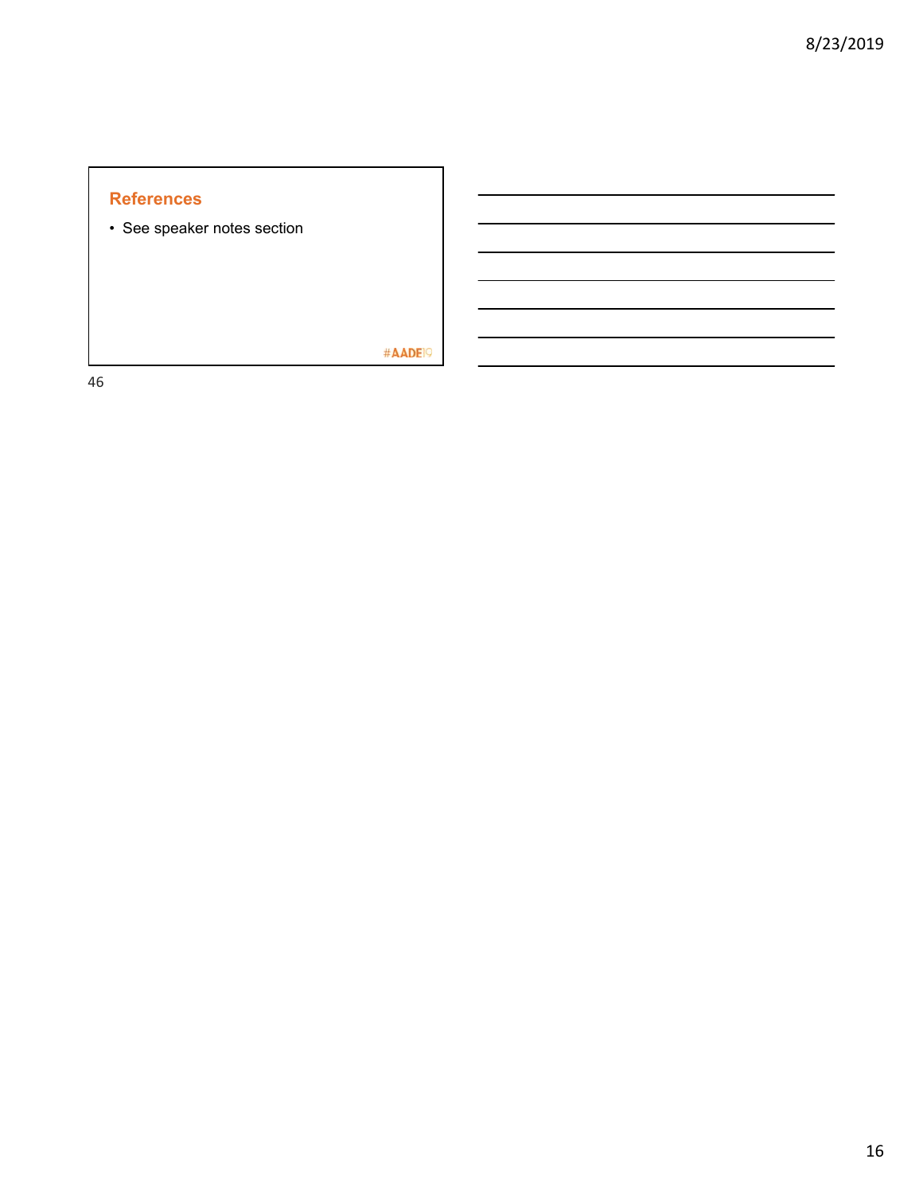## References

- See speaker notes section

#AADE19